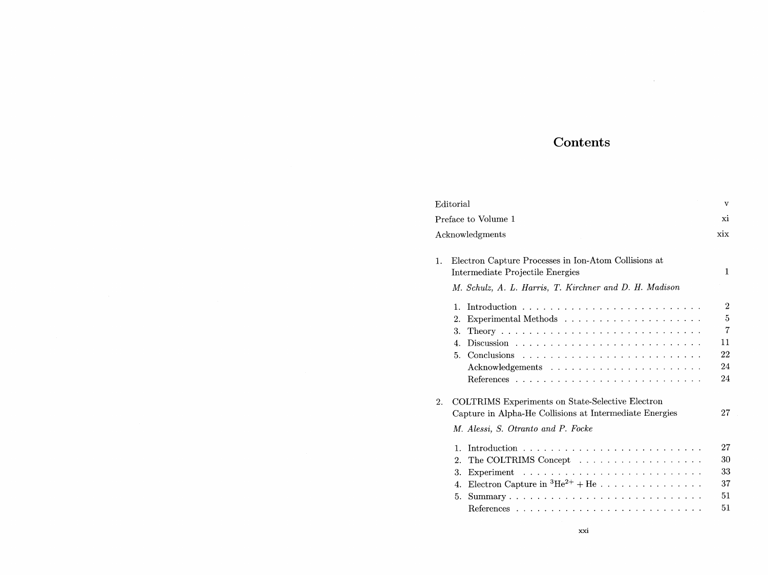# Contents

Editorial v

Preface to Volume 1 xi

Acknowledgments xix

1. Electron Capture Processes in Ion-Atom Collisions at Intermediate Projectile Energies 1

   *M. Schulz, A. L. Harris, T. Kirchner and D. H. Madison*

   1. Introduction 2
   2. Experimental Methods 5
   3. Theory 7
   4. Discussion 11
   5. Conclusions 22

      Acknowledgements 24

      References 24

2. COLTRIMS Experiments on State-Selective Electron Capture in Alpha-He Collisions at Intermediate Energies 27

   *M. Alessi, S. Otranto and P. Focke*

   1. Introduction 27
   2. The COLTRIMS Concept 30
   3. Experiment 33
   4. Electron Capture in $^3He^{2+} + He$ 37
   5. Summary 51

      References 51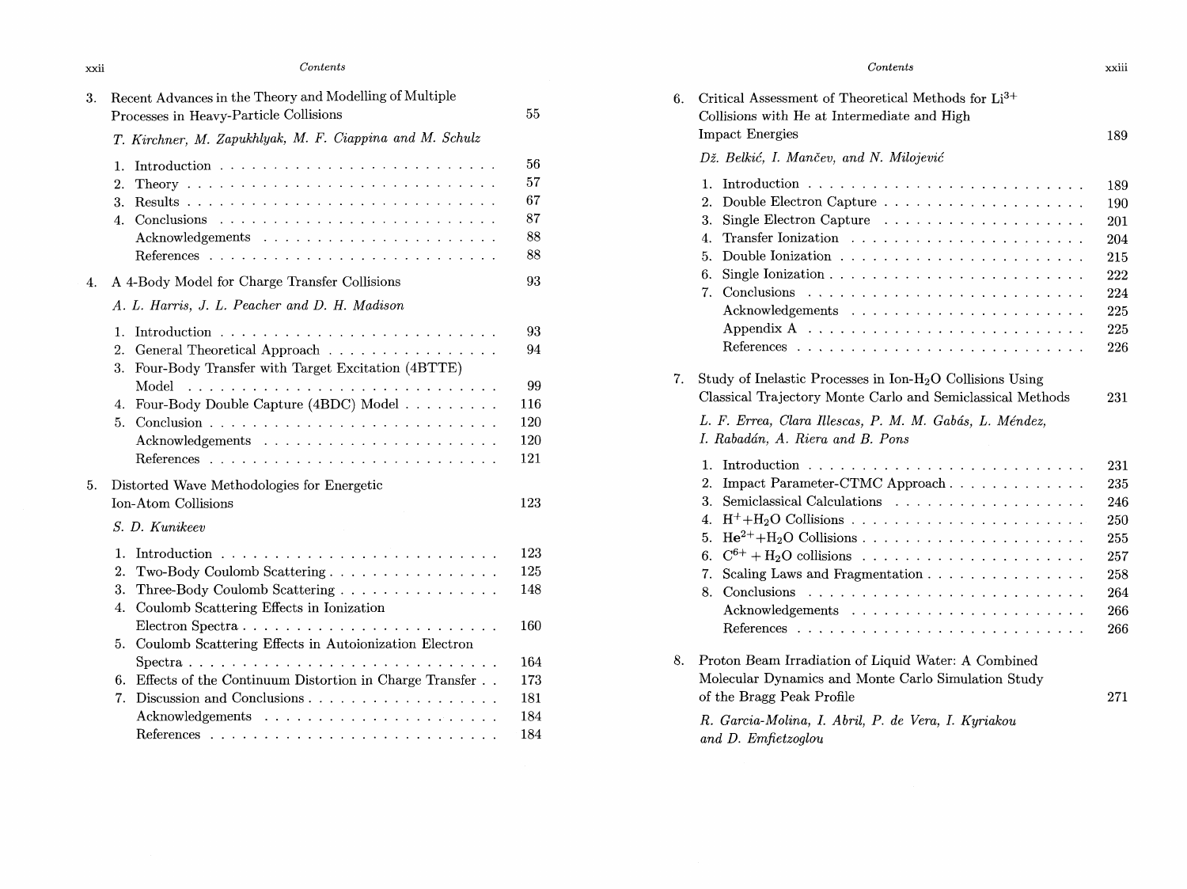3. Recent Advances in the Theory and Modelling of Multiple Processes in Heavy-Particle Collisions — 55

   *T. Kirchner, M. Zapukhlyak, M. F. Ciappina and M. Schulz*

   1. Introduction — 56
   2. Theory — 57
   3. Results — 67
   4. Conclusions — 87
   
   Acknowledgements — 88
   
   References — 88

4. A 4-Body Model for Charge Transfer Collisions — 93

   *A. L. Harris, J. L. Peacher and D. H. Madison*

   1. Introduction — 93
   2. General Theoretical Approach — 94
   3. Four-Body Transfer with Target Excitation (4BTTE) Model — 99
   4. Four-Body Double Capture (4BDC) Model — 116
   5. Conclusion — 120
   
   Acknowledgements — 120
   
   References — 121

5. Distorted Wave Methodologies for Energetic Ion-Atom Collisions — 123

   *S. D. Kunikeev*

   1. Introduction — 123
   2. Two-Body Coulomb Scattering — 125
   3. Three-Body Coulomb Scattering — 148
   4. Coulomb Scattering Effects in Ionization Electron Spectra — 160
   5. Coulomb Scattering Effects in Autoionization Electron Spectra — 164
   6. Effects of the Continuum Distortion in Charge Transfer — 173
   7. Discussion and Conclusions — 181
   
   Acknowledgements — 184
   
   References — 184

6. Critical Assessment of Theoretical Methods for $Li^{3+}$ Collisions with He at Intermediate and High Impact Energies — 189

   *Dž. Belkić, I. Mančev, and N. Milojević*

   1. Introduction — 189
   2. Double Electron Capture — 190
   3. Single Electron Capture — 201
   4. Transfer Ionization — 204
   5. Double Ionization — 215
   6. Single Ionization — 222
   7. Conclusions — 224
   
   Acknowledgements — 225
   
   Appendix A — 225
   
   References — 226

7. Study of Inelastic Processes in Ion-$H_2O$ Collisions Using Classical Trajectory Monte Carlo and Semiclassical Methods — 231

   *L. F. Errea, Clara Illescas, P. M. M. Gabás, L. Méndez, I. Rabadán, A. Riera and B. Pons*

   1. Introduction — 231
   2. Impact Parameter-CTMC Approach — 235
   3. Semiclassical Calculations — 246
   4. $H^+$+$H_2O$ Collisions — 250
   5. $He^{2+}$+$H_2O$ Collisions — 255
   6. $C^{6+}$ + $H_2O$ collisions — 257
   7. Scaling Laws and Fragmentation — 258
   8. Conclusions — 264
   
   Acknowledgements — 266
   
   References — 266

8. Proton Beam Irradiation of Liquid Water: A Combined Molecular Dynamics and Monte Carlo Simulation Study of the Bragg Peak Profile — 271

   *R. Garcia-Molina, I. Abril, P. de Vera, I. Kyriakou and D. Emfietzoglou*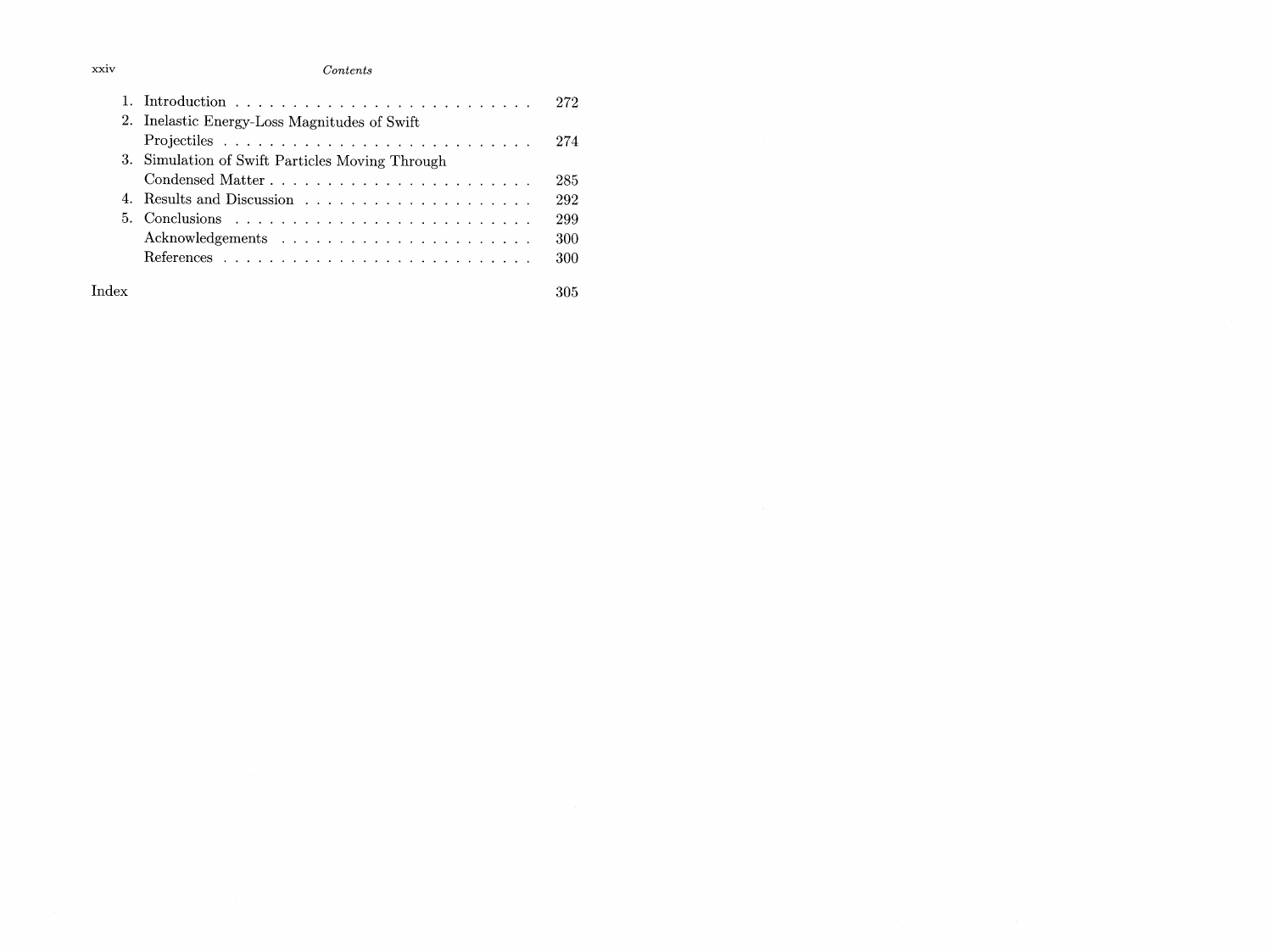1. Introduction . . . . . . . . . . . . . . . . . . . . . . . . . . 272
2. Inelastic Energy-Loss Magnitudes of Swift Projectiles . . . . . . . . . . . . . . . . . . . . . . . . . . . 274
3. Simulation of Swift Particles Moving Through Condensed Matter . . . . . . . . . . . . . . . . . . . . . . 285
4. Results and Discussion . . . . . . . . . . . . . . . . . . . . 292
5. Conclusions . . . . . . . . . . . . . . . . . . . . . . . . . . 299

Acknowledgements . . . . . . . . . . . . . . . . . . . . . . 300

References . . . . . . . . . . . . . . . . . . . . . . . . . . 300

Index 305